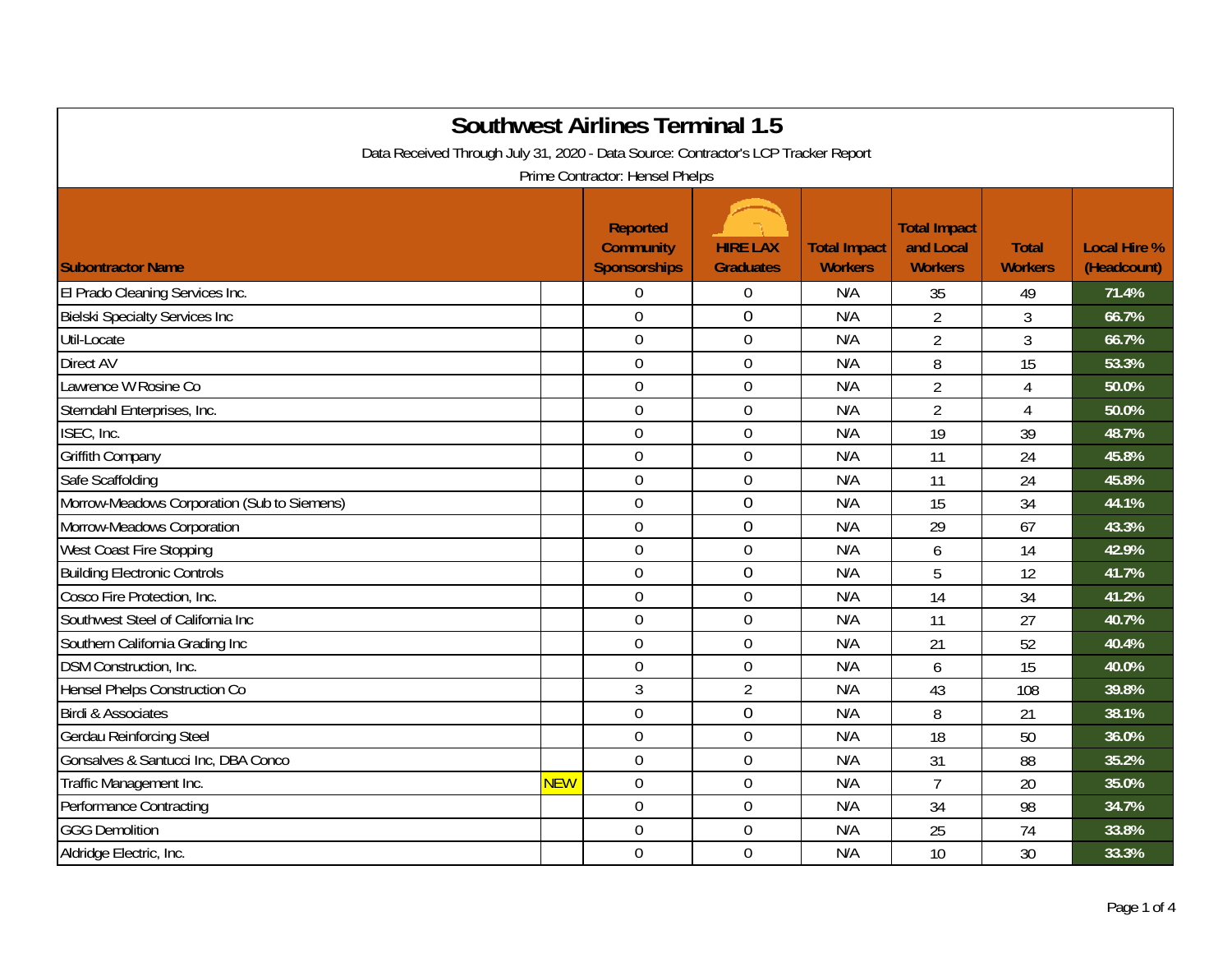# Southwest Airlines Terminal 1.5

Data Received Through July 31, 2020 - Data Source: Contractor's LCP Tracker Report

Prime Contractor: Hensel Phelps

| Subontractor Name | | Reported Community Sponsorships | HIRE LAX Graduates | Total Impact Workers | Total Impact and Local Workers | Total Workers | Local Hire % (Headcount) |
|---|---|---|---|---|---|---|---|
| El Prado Cleaning Services Inc. | | 0 | 0 | N/A | 35 | 49 | 71.4% |
| Bielski Specialty Services Inc | | 0 | 0 | N/A | 2 | 3 | 66.7% |
| Util-Locate | | 0 | 0 | N/A | 2 | 3 | 66.7% |
| Direct AV | | 0 | 0 | N/A | 8 | 15 | 53.3% |
| Lawrence W Rosine Co | | 0 | 0 | N/A | 2 | 4 | 50.0% |
| Sterndahl Enterprises, Inc. | | 0 | 0 | N/A | 2 | 4 | 50.0% |
| ISEC, Inc. | | 0 | 0 | N/A | 19 | 39 | 48.7% |
| Griffith Company | | 0 | 0 | N/A | 11 | 24 | 45.8% |
| Safe Scaffolding | | 0 | 0 | N/A | 11 | 24 | 45.8% |
| Morrow-Meadows Corporation (Sub to Siemens) | | 0 | 0 | N/A | 15 | 34 | 44.1% |
| Morrow-Meadows Corporation | | 0 | 0 | N/A | 29 | 67 | 43.3% |
| West Coast Fire Stopping | | 0 | 0 | N/A | 6 | 14 | 42.9% |
| Building Electronic Controls | | 0 | 0 | N/A | 5 | 12 | 41.7% |
| Cosco Fire Protection, Inc. | | 0 | 0 | N/A | 14 | 34 | 41.2% |
| Southwest Steel of California Inc | | 0 | 0 | N/A | 11 | 27 | 40.7% |
| Southern California Grading Inc | | 0 | 0 | N/A | 21 | 52 | 40.4% |
| DSM Construction, Inc. | | 0 | 0 | N/A | 6 | 15 | 40.0% |
| Hensel Phelps Construction Co | | 3 | 2 | N/A | 43 | 108 | 39.8% |
| Birdi & Associates | | 0 | 0 | N/A | 8 | 21 | 38.1% |
| Gerdau Reinforcing Steel | | 0 | 0 | N/A | 18 | 50 | 36.0% |
| Gonsalves & Santucci Inc, DBA Conco | | 0 | 0 | N/A | 31 | 88 | 35.2% |
| Traffic Management Inc. | NEW | 0 | 0 | N/A | 7 | 20 | 35.0% |
| Performance Contracting | | 0 | 0 | N/A | 34 | 98 | 34.7% |
| GGG Demolition | | 0 | 0 | N/A | 25 | 74 | 33.8% |
| Aldridge Electric, Inc. | | 0 | 0 | N/A | 10 | 30 | 33.3% |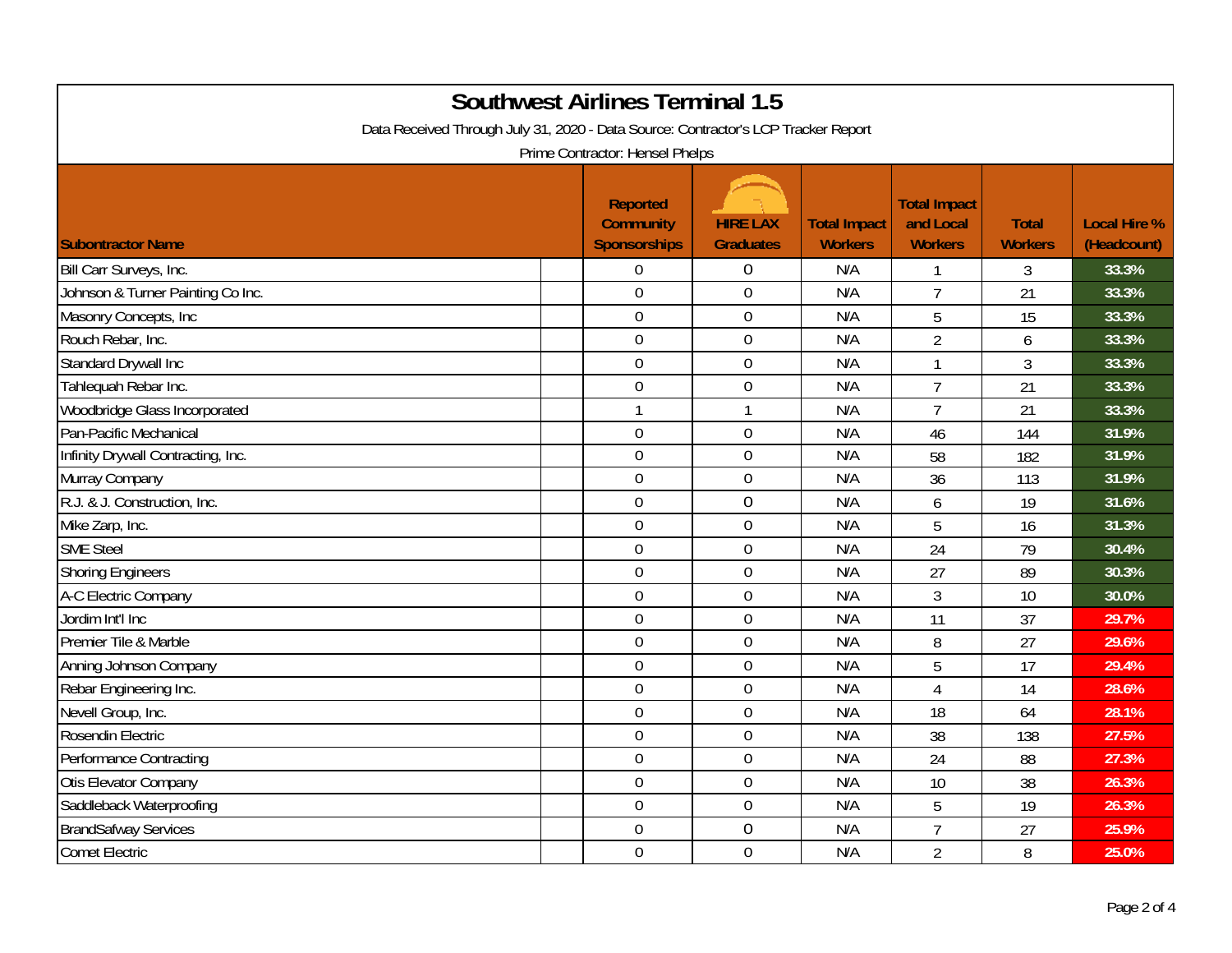# Southwest Airlines Terminal 1.5

Data Received Through July 31, 2020 - Data Source: Contractor's LCP Tracker Report

Prime Contractor: Hensel Phelps

| Subontractor Name | Reported Community Sponsorships | HIRE LAX Graduates | Total Impact Workers | Total Impact and Local Workers | Total Workers | Local Hire % (Headcount) |
|---|---|---|---|---|---|---|
| Bill Carr Surveys, Inc. | 0 | 0 | N/A | 1 | 3 | 33.3% |
| Johnson & Turner Painting Co Inc. | 0 | 0 | N/A | 7 | 21 | 33.3% |
| Masonry Concepts, Inc | 0 | 0 | N/A | 5 | 15 | 33.3% |
| Rouch Rebar, Inc. | 0 | 0 | N/A | 2 | 6 | 33.3% |
| Standard Drywall Inc | 0 | 0 | N/A | 1 | 3 | 33.3% |
| Tahlequah Rebar Inc. | 0 | 0 | N/A | 7 | 21 | 33.3% |
| Woodbridge Glass Incorporated | 1 | 1 | N/A | 7 | 21 | 33.3% |
| Pan-Pacific Mechanical | 0 | 0 | N/A | 46 | 144 | 31.9% |
| Infinity Drywall Contracting, Inc. | 0 | 0 | N/A | 58 | 182 | 31.9% |
| Murray Company | 0 | 0 | N/A | 36 | 113 | 31.9% |
| R.J. & J. Construction, Inc. | 0 | 0 | N/A | 6 | 19 | 31.6% |
| Mike Zarp, Inc. | 0 | 0 | N/A | 5 | 16 | 31.3% |
| SME Steel | 0 | 0 | N/A | 24 | 79 | 30.4% |
| Shoring Engineers | 0 | 0 | N/A | 27 | 89 | 30.3% |
| A-C Electric Company | 0 | 0 | N/A | 3 | 10 | 30.0% |
| Jordim Int'l Inc | 0 | 0 | N/A | 11 | 37 | 29.7% |
| Premier Tile & Marble | 0 | 0 | N/A | 8 | 27 | 29.6% |
| Anning Johnson Company | 0 | 0 | N/A | 5 | 17 | 29.4% |
| Rebar Engineering Inc. | 0 | 0 | N/A | 4 | 14 | 28.6% |
| Nevell Group, Inc. | 0 | 0 | N/A | 18 | 64 | 28.1% |
| Rosendin Electric | 0 | 0 | N/A | 38 | 138 | 27.5% |
| Performance Contracting | 0 | 0 | N/A | 24 | 88 | 27.3% |
| Otis Elevator Company | 0 | 0 | N/A | 10 | 38 | 26.3% |
| Saddleback Waterproofing | 0 | 0 | N/A | 5 | 19 | 26.3% |
| BrandSafway Services | 0 | 0 | N/A | 7 | 27 | 25.9% |
| Comet Electric | 0 | 0 | N/A | 2 | 8 | 25.0% |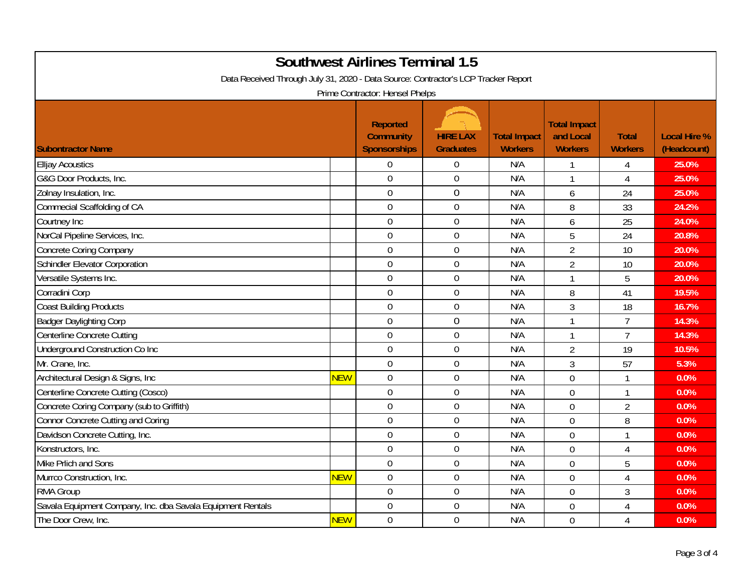# Southwest Airlines Terminal 1.5

Data Received Through July 31, 2020 - Data Source: Contractor's LCP Tracker Report

Prime Contractor: Hensel Phelps

| Subontractor Name | | Reported Community Sponsorships | HIRE LAX Graduates | Total Impact Workers | Total Impact and Local Workers | Total Workers | Local Hire % (Headcount) |
|---|---|---|---|---|---|---|---|
| Elljay Acoustics | | 0 | 0 | N/A | 1 | 4 | 25.0% |
| G&G Door Products, Inc. | | 0 | 0 | N/A | 1 | 4 | 25.0% |
| Zolnay Insulation, Inc. | | 0 | 0 | N/A | 6 | 24 | 25.0% |
| Commecial Scaffolding of CA | | 0 | 0 | N/A | 8 | 33 | 24.2% |
| Courtney Inc | | 0 | 0 | N/A | 6 | 25 | 24.0% |
| NorCal Pipeline Services, Inc. | | 0 | 0 | N/A | 5 | 24 | 20.8% |
| Concrete Coring Company | | 0 | 0 | N/A | 2 | 10 | 20.0% |
| Schindler Elevator Corporation | | 0 | 0 | N/A | 2 | 10 | 20.0% |
| Versatile Systems Inc. | | 0 | 0 | N/A | 1 | 5 | 20.0% |
| Corradini Corp | | 0 | 0 | N/A | 8 | 41 | 19.5% |
| Coast Building Products | | 0 | 0 | N/A | 3 | 18 | 16.7% |
| Badger Daylighting Corp | | 0 | 0 | N/A | 1 | 7 | 14.3% |
| Centerline Concrete Cutting | | 0 | 0 | N/A | 1 | 7 | 14.3% |
| Underground Construction Co Inc | | 0 | 0 | N/A | 2 | 19 | 10.5% |
| Mr. Crane, Inc. | | 0 | 0 | N/A | 3 | 57 | 5.3% |
| Architectural Design & Signs, Inc | NEW | 0 | 0 | N/A | 0 | 1 | 0.0% |
| Centerline Concrete Cutting (Cosco) | | 0 | 0 | N/A | 0 | 1 | 0.0% |
| Concrete Coring Company (sub to Griffith) | | 0 | 0 | N/A | 0 | 2 | 0.0% |
| Connor Concrete Cutting and Coring | | 0 | 0 | N/A | 0 | 8 | 0.0% |
| Davidson Concrete Cutting, Inc. | | 0 | 0 | N/A | 0 | 1 | 0.0% |
| Konstructors, Inc. | | 0 | 0 | N/A | 0 | 4 | 0.0% |
| Mike Prlich and Sons | | 0 | 0 | N/A | 0 | 5 | 0.0% |
| Murrco Construction, Inc. | NEW | 0 | 0 | N/A | 0 | 4 | 0.0% |
| RMA Group | | 0 | 0 | N/A | 0 | 3 | 0.0% |
| Savala Equipment Company, Inc. dba Savala Equipment Rentals | | 0 | 0 | N/A | 0 | 4 | 0.0% |
| The Door Crew, Inc. | NEW | 0 | 0 | N/A | 0 | 4 | 0.0% |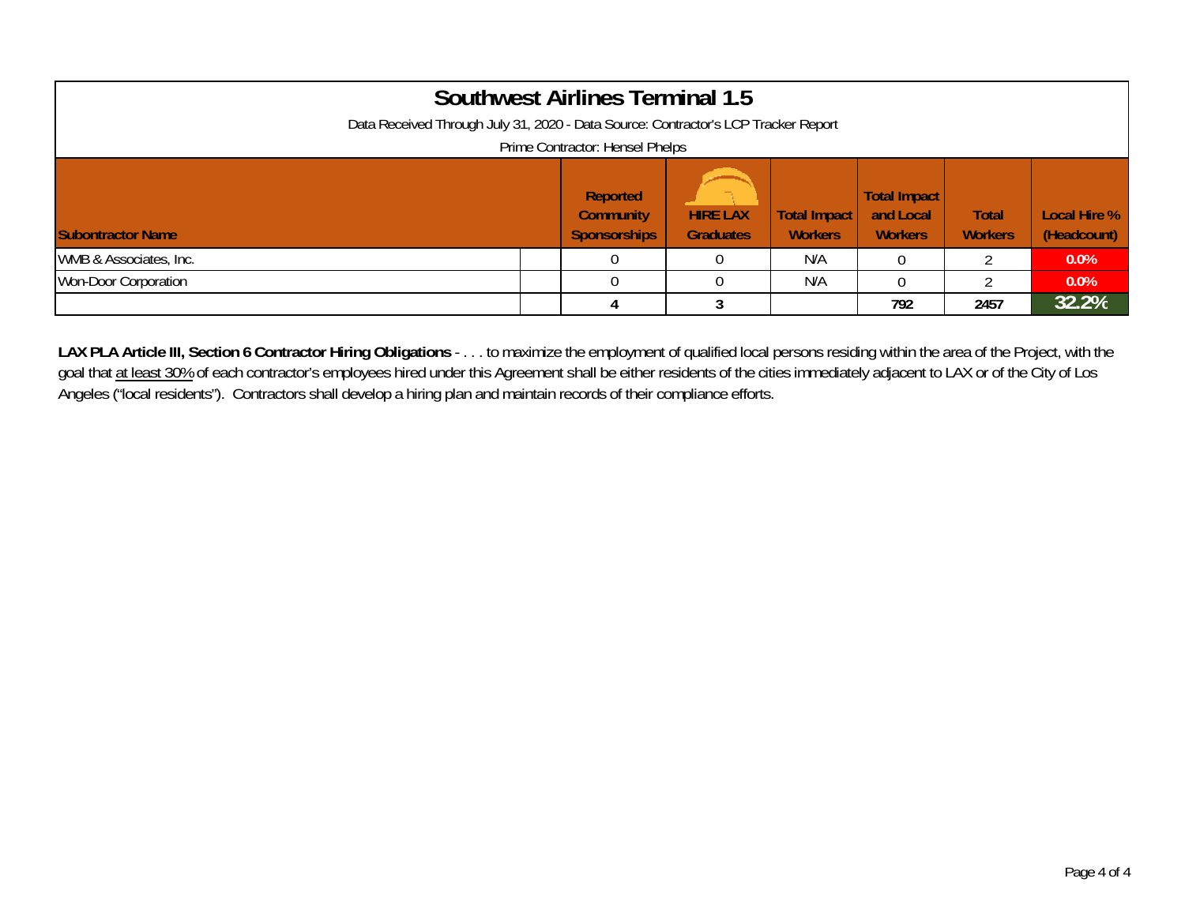# Southwest Airlines Terminal 1.5

Data Received Through July 31, 2020 - Data Source: Contractor's LCP Tracker Report

Prime Contractor: Hensel Phelps

| Subcontractor Name | | Reported Community Sponsorships | HIRE LAX Graduates | Total Impact Workers | Total Impact and Local Workers | Total Workers | Local Hire % (Headcount) |
|---|---|---|---|---|---|---|---|
| WMB & Associates, Inc. | | 0 | 0 | N/A | 0 | 2 | 0.0% |
| Won-Door Corporation | | 0 | 0 | N/A | 0 | 2 | 0.0% |
| | | **4** | **3** | | **792** | **2457** | **32.2%** |

**LAX PLA Article III, Section 6 Contractor Hiring Obligations** - . . . to maximize the employment of qualified local persons residing within the area of the Project, with the goal that at least 30% of each contractor's employees hired under this Agreement shall be either residents of the cities immediately adjacent to LAX or of the City of Los Angeles ("local residents"). Contractors shall develop a hiring plan and maintain records of their compliance efforts.